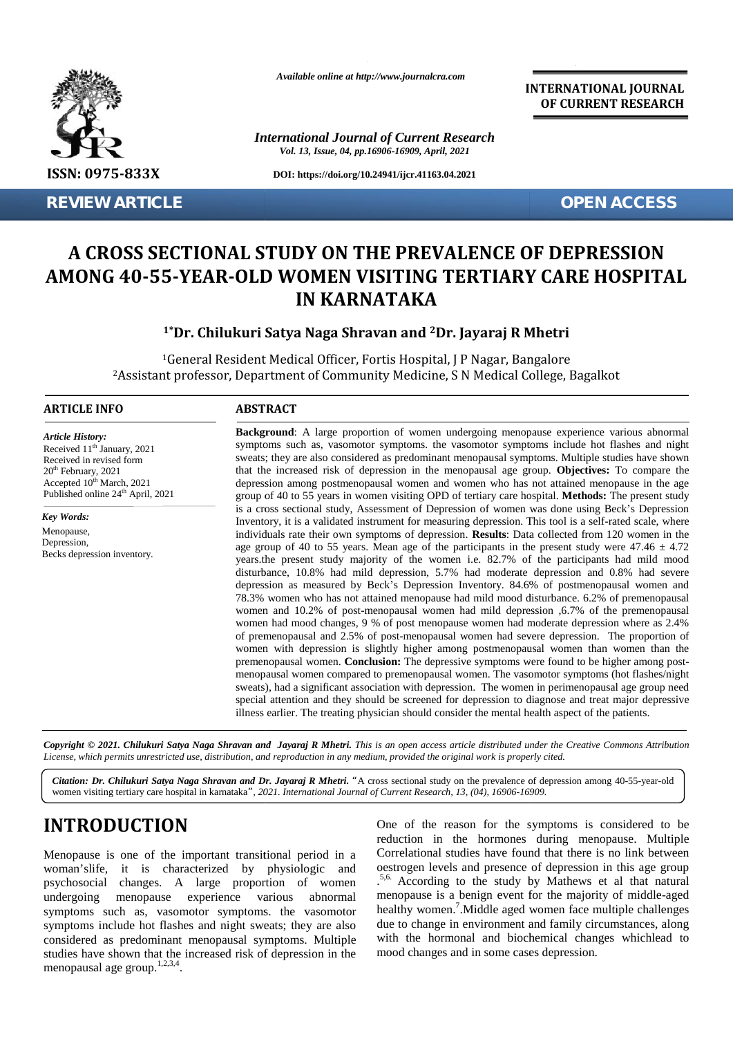*Available online at http://www.journalcra.com*

**INTERNATIONAL JOURNAL OF CURRENT RESEARCH**

*International Journal of Current Research*
*Vol. 13, Issue, 04, pp.16906-16909, April, 2021*

**ISSN: 0975-833X**

**DOI: https://doi.org/10.24941/ijcr.41163.04.2021**

**REVIEW ARTICLE** **OPEN ACCESS**

# A CROSS SECTIONAL STUDY ON THE PREVALENCE OF DEPRESSION AMONG 40-55-YEAR-OLD WOMEN VISITING TERTIARY CARE HOSPITAL IN KARNATAKA

**[1*]Dr. Chilukuri Satya Naga Shravan and [2]Dr. Jayaraj R Mhetri**

[1]General Resident Medical Officer, Fortis Hospital, J P Nagar, Bangalore
[2]Assistant professor, Department of Community Medicine, S N Medical College, Bagalkot

## ARTICLE INFO

*Article History:*
Received 11th January, 2021
Received in revised form
20th February, 2021
Accepted 10th March, 2021
Published online 24th April, 2021

*Key Words:*
Menopause,
Depression,
Becks depression inventory.

## ABSTRACT

**Background**: A large proportion of women undergoing menopause experience various abnormal symptoms such as, vasomotor symptoms. the vasomotor symptoms include hot flashes and night sweats; they are also considered as predominant menopausal symptoms. Multiple studies have shown that the increased risk of depression in the menopausal age group. **Objectives:** To compare the depression among postmenopausal women and women who has not attained menopause in the age group of 40 to 55 years in women visiting OPD of tertiary care hospital. **Methods:** The present study is a cross sectional study, Assessment of Depression of women was done using Beck's Depression Inventory, it is a validated instrument for measuring depression. This tool is a self-rated scale, where individuals rate their own symptoms of depression. **Results**: Data collected from 120 women in the age group of 40 to 55 years. Mean age of the participants in the present study were $47.46 \pm 4.72$ years.the present study majority of the women i.e. 82.7% of the participants had mild mood disturbance, 10.8% had mild depression, 5.7% had moderate depression and 0.8% had severe depression as measured by Beck's Depression Inventory. 84.6% of postmenopausal women and 78.3% women who has not attained menopause had mild mood disturbance. 6.2% of premenopausal women and 10.2% of post-menopausal women had mild depression ,6.7% of the premenopausal women had mood changes, 9 % of post menopause women had moderate depression where as 2.4% of premenopausal and 2.5% of post-menopausal women had severe depression. The proportion of women with depression is slightly higher among postmenopausal women than women than the premenopausal women. **Conclusion:** The depressive symptoms were found to be higher among post-menopausal women compared to premenopausal women. The vasomotor symptoms (hot flashes/night sweats), had a significant association with depression. The women in perimenopausal age group need special attention and they should be screened for depression to diagnose and treat major depressive illness earlier. The treating physician should consider the mental health aspect of the patients.

***Copyright © 2021. Chilukuri Satya Naga Shravan and Jayaraj R Mhetri.*** *This is an open access article distributed under the Creative Commons Attribution License, which permits unrestricted use, distribution, and reproduction in any medium, provided the original work is properly cited.*

***Citation: Dr. Chilukuri Satya Naga Shravan and Dr. Jayaraj R Mhetri.*** "A cross sectional study on the prevalence of depression among 40-55-year-old women visiting tertiary care hospital in karnataka", *2021. International Journal of Current Research, 13, (04), 16906-16909.*

# INTRODUCTION

Menopause is one of the important transitional period in a woman'slife, it is characterized by physiologic and psychosocial changes. A large proportion of women undergoing menopause experience various abnormal symptoms such as, vasomotor symptoms. the vasomotor symptoms include hot flashes and night sweats; they are also considered as predominant menopausal symptoms. Multiple studies have shown that the increased risk of depression in the menopausal age group.[1,2,3,4]. One of the reason for the symptoms is considered to be reduction in the hormones during menopause. Multiple Correlational studies have found that there is no link between oestrogen levels and presence of depression in this age group .[5,6.] According to the study by Mathews et al that natural menopause is a benign event for the majority of middle-aged healthy women.[7].Middle aged women face multiple challenges due to change in environment and family circumstances, along with the hormonal and biochemical changes whichlead to mood changes and in some cases depression.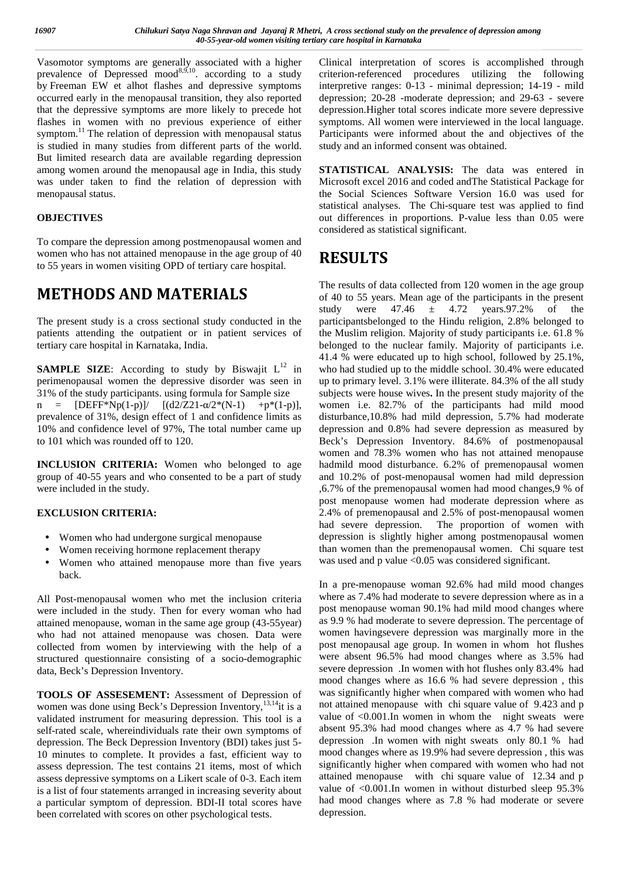Vasomotor symptoms are generally associated with a higher prevalence of Depressed mood[8,9,10]. according to a study by Freeman EW et alhot flashes and depressive symptoms occurred early in the menopausal transition, they also reported that the depressive symptoms are more likely to precede hot flashes in women with no previous experience of either symptom.[11] The relation of depression with menopausal status is studied in many studies from different parts of the world. But limited research data are available regarding depression among women around the menopausal age in India, this study was under taken to find the relation of depression with menopausal status.

## OBJECTIVES

To compare the depression among postmenopausal women and women who has not attained menopause in the age group of 40 to 55 years in women visiting OPD of tertiary care hospital.

# METHODS AND MATERIALS

The present study is a cross sectional study conducted in the patients attending the outpatient or in patient services of tertiary care hospital in Karnataka, India.

**SAMPLE SIZE**: According to study by Biswajit L[12] in perimenopausal women the depressive disorder was seen in 31% of the study participants. using formula for Sample size n = [DEFF*Np(1-p)]/ [(d2/Z21-α/2*(N-1) +p*(1-p)], prevalence of 31%, design effect of 1 and confidence limits as 10% and confidence level of 97%, The total number came up to 101 which was rounded off to 120.

**INCLUSION CRITERIA:** Women who belonged to age group of 40-55 years and who consented to be a part of study were included in the study.

**EXCLUSION CRITERIA:**

- Women who had undergone surgical menopause
- Women receiving hormone replacement therapy
- Women who attained menopause more than five years back.

All Post-menopausal women who met the inclusion criteria were included in the study. Then for every woman who had attained menopause, woman in the same age group (43-55year) who had not attained menopause was chosen. Data were collected from women by interviewing with the help of a structured questionnaire consisting of a socio-demographic data, Beck's Depression Inventory.

**TOOLS OF ASSESEMENT:** Assessment of Depression of women was done using Beck's Depression Inventory,[13,14]it is a validated instrument for measuring depression. This tool is a self-rated scale, whereindividuals rate their own symptoms of depression. The Beck Depression Inventory (BDI) takes just 5-10 minutes to complete. It provides a fast, efficient way to assess depression. The test contains 21 items, most of which assess depressive symptoms on a Likert scale of 0-3. Each item is a list of four statements arranged in increasing severity about a particular symptom of depression. BDI-II total scores have been correlated with scores on other psychological tests.

Clinical interpretation of scores is accomplished through criterion-referenced procedures utilizing the following interpretive ranges: 0-13 - minimal depression; 14-19 - mild depression; 20-28 -moderate depression; and 29-63 - severe depression.Higher total scores indicate more severe depressive symptoms. All women were interviewed in the local language. Participants were informed about the and objectives of the study and an informed consent was obtained.

**STATISTICAL ANALYSIS:** The data was entered in Microsoft excel 2016 and coded andThe Statistical Package for the Social Sciences Software Version 16.0 was used for statistical analyses. The Chi-square test was applied to find out differences in proportions. P-value less than 0.05 were considered as statistical significant.

# RESULTS

The results of data collected from 120 women in the age group of 40 to 55 years. Mean age of the participants in the present study were 47.46 ± 4.72 years.97.2% of the participantsbelonged to the Hindu religion, 2.8% belonged to the Muslim religion. Majority of study participants i.e. 61.8 % belonged to the nuclear family. Majority of participants i.e. 41.4 % were educated up to high school, followed by 25.1%, who had studied up to the middle school. 30.4% were educated up to primary level. 3.1% were illiterate. 84.3% of the all study subjects were house wives**.** In the present study majority of the women i.e. 82.7% of the participants had mild mood disturbance,10.8% had mild depression, 5.7% had moderate depression and 0.8% had severe depression as measured by Beck's Depression Inventory. 84.6% of postmenopausal women and 78.3% women who has not attained menopause hadmild mood disturbance. 6.2% of premenopausal women and 10.2% of post-menopausal women had mild depression ,6.7% of the premenopausal women had mood changes,9 % of post menopause women had moderate depression where as 2.4% of premenopausal and 2.5% of post-menopausal women had severe depression. The proportion of women with depression is slightly higher among postmenopausal women than women than the premenopausal women. Chi square test was used and p value <0.05 was considered significant.

In a pre-menopause woman 92.6% had mild mood changes where as 7.4% had moderate to severe depression where as in a post menopause woman 90.1% had mild mood changes where as 9.9 % had moderate to severe depression. The percentage of women havingsevere depression was marginally more in the post menopausal age group. In women in whom hot flushes were absent 96.5% had mood changes where as 3.5% had severe depression .In women with hot flushes only 83.4% had mood changes where as 16.6 % had severe depression , this was significantly higher when compared with women who had not attained menopause with chi square value of 9.423 and p value of <0.001.In women in whom the night sweats were absent 95.3% had mood changes where as 4.7 % had severe depression .In women with night sweats only 80.1 % had mood changes where as 19.9% had severe depression , this was significantly higher when compared with women who had not attained menopause with chi square value of 12.34 and p value of <0.001.In women in without disturbed sleep 95.3% had mood changes where as 7.8 % had moderate or severe depression.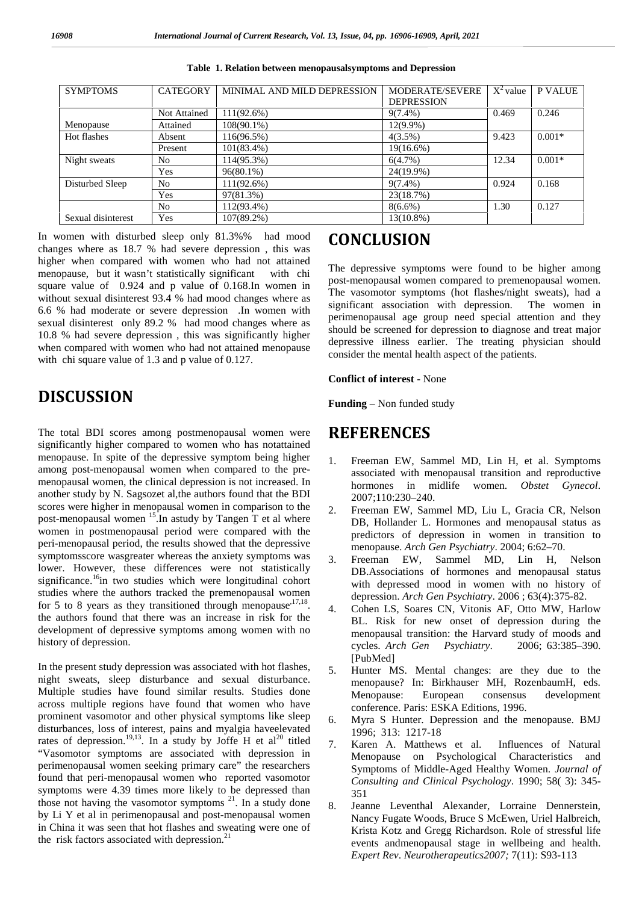**Table 1. Relation between menopausalsymptoms and Depression**

| SYMPTOMS | CATEGORY | MINIMAL AND MILD DEPRESSION | MODERATE/SEVERE DEPRESSION | $X^2$ value | P VALUE |
|---|---|---|---|---|---|
| Menopause | Not Attained | 111(92.6%) | 9(7.4%) | 0.469 | 0.246 |
| | Attained | 108(90.1%) | 12(9.9%) | | |
| Hot flashes | Absent | 116(96.5%) | 4(3.5%) | 9.423 | 0.001* |
| | Present | 101(83.4%) | 19(16.6%) | | |
| Night sweats | No | 114(95.3%) | 6(4.7%) | 12.34 | 0.001* |
| | Yes | 96(80.1%) | 24(19.9%) | | |
| Disturbed Sleep | No | 111(92.6%) | 9(7.4%) | 0.924 | 0.168 |
| | Yes | 97(81.3%) | 23(18.7%) | | |
| Sexual disinterest | No | 112(93.4%) | 8(6.6%) | 1.30 | 0.127 |
| | Yes | 107(89.2%) | 13(10.8%) | | |

In women with disturbed sleep only 81.3%% had mood changes where as 18.7 % had severe depression , this was higher when compared with women who had not attained menopause, but it wasn't statistically significant with chi square value of 0.924 and p value of 0.168.In women in without sexual disinterest 93.4 % had mood changes where as 6.6 % had moderate or severe depression .In women with sexual disinterest only 89.2 % had mood changes where as 10.8 % had severe depression , this was significantly higher when compared with women who had not attained menopause with chi square value of 1.3 and p value of 0.127.

# DISCUSSION

The total BDI scores among postmenopausal women were significantly higher compared to women who has notattained menopause. In spite of the depressive symptom being higher among post-menopausal women when compared to the pre-menopausal women, the clinical depression is not increased. In another study by N. Sagsozet al,the authors found that the BDI scores were higher in menopausal women in comparison to the post-menopausal women [15].In astudy by Tangen T et al where women in postmenopausal period were compared with the peri-menopausal period, the results showed that the depressive symptomsscore wasgreater whereas the anxiety symptoms was lower. However, these differences were not statistically significance.[16]in two studies which were longitudinal cohort studies where the authors tracked the premenopausal women for 5 to 8 years as they transitioned through menopause[17,18]. the authors found that there was an increase in risk for the development of depressive symptoms among women with no history of depression.

In the present study depression was associated with hot flashes, night sweats, sleep disturbance and sexual disturbance. Multiple studies have found similar results. Studies done across multiple regions have found that women who have prominent vasomotor and other physical symptoms like sleep disturbances, loss of interest, pains and myalgia haveelevated rates of depression.[19,13]. In a study by Joffe H et al[20] titled "Vasomotor symptoms are associated with depression in perimenopausal women seeking primary care" the researchers found that peri-menopausal women who reported vasomotor symptoms were 4.39 times more likely to be depressed than those not having the vasomotor symptoms [21]. In a study done by Li Y et al in perimenopausal and post-menopausal women in China it was seen that hot flashes and sweating were one of the risk factors associated with depression.[21]

# CONCLUSION

The depressive symptoms were found to be higher among post-menopausal women compared to premenopausal women. The vasomotor symptoms (hot flashes/night sweats), had a significant association with depression. The women in perimenopausal age group need special attention and they should be screened for depression to diagnose and treat major depressive illness earlier. The treating physician should consider the mental health aspect of the patients.

**Conflict of interest** - None

**Funding** – Non funded study

# REFERENCES

1. Freeman EW, Sammel MD, Lin H, et al. Symptoms associated with menopausal transition and reproductive hormones in midlife women. *Obstet Gynecol*. 2007;110:230–240.
2. Freeman EW, Sammel MD, Liu L, Gracia CR, Nelson DB, Hollander L. Hormones and menopausal status as predictors of depression in women in transition to menopause. *Arch Gen Psychiatry*. 2004; 6:62–70.
3. Freeman EW, Sammel MD, Lin H, Nelson DB.Associations of hormones and menopausal status with depressed mood in women with no history of depression. *Arch Gen Psychiatry*. 2006 ; 63(4):375-82.
4. Cohen LS, Soares CN, Vitonis AF, Otto MW, Harlow BL. Risk for new onset of depression during the menopausal transition: the Harvard study of moods and cycles. *Arch Gen Psychiatry*. 2006; 63:385–390. [PubMed]
5. Hunter MS. Mental changes: are they due to the menopause? In: Birkhauser MH, RozenbaumH, eds. Menopause: European consensus development conference. Paris: ESKA Editions, 1996.
6. Myra S Hunter. Depression and the menopause. BMJ 1996; 313: 1217-18
7. Karen A. Matthews et al. Influences of Natural Menopause on Psychological Characteristics and Symptoms of Middle-Aged Healthy Women. *Journal of Consulting and Clinical Psychology*. 1990; 58( 3): 345-351
8. Jeanne Leventhal Alexander, Lorraine Dennerstein, Nancy Fugate Woods, Bruce S McEwen, Uriel Halbreich, Krista Kotz and Gregg Richardson. Role of stressful life events andmenopausal stage in wellbeing and health. *Expert Rev. Neurotherapeutics2007;* 7(11): S93-113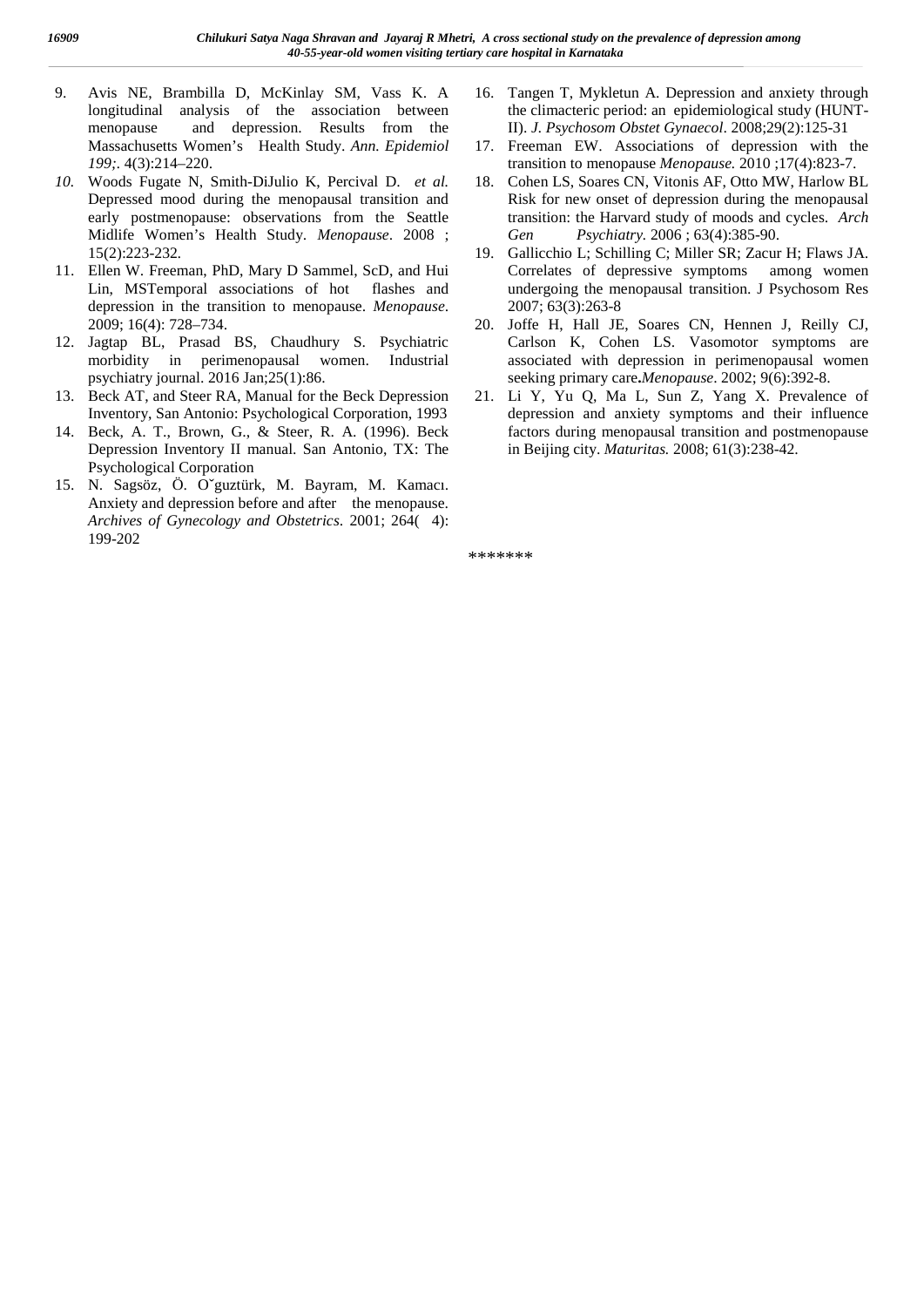9. Avis NE, Brambilla D, McKinlay SM, Vass K. A longitudinal analysis of the association between menopause and depression. Results from the Massachusetts Women's Health Study. *Ann. Epidemiol 199;*. 4(3):214–220.
10. Woods Fugate N, Smith-DiJulio K, Percival D. *et al.* Depressed mood during the menopausal transition and early postmenopause: observations from the Seattle Midlife Women's Health Study. *Menopause*. 2008 ; 15(2):223-232.
11. Ellen W. Freeman, PhD, Mary D Sammel, ScD, and Hui Lin, MSTemporal associations of hot flashes and depression in the transition to menopause. *Menopause*. 2009; 16(4): 728–734.
12. Jagtap BL, Prasad BS, Chaudhury S. Psychiatric morbidity in perimenopausal women. Industrial psychiatry journal. 2016 Jan;25(1):86.
13. Beck AT, and Steer RA, Manual for the Beck Depression Inventory, San Antonio: Psychological Corporation, 1993
14. Beck, A. T., Brown, G., & Steer, R. A. (1996). Beck Depression Inventory II manual. San Antonio, TX: The Psychological Corporation
15. N. Sagsöz, Ö. Oˇguztürk, M. Bayram, M. Kamacı. Anxiety and depression before and after the menopause. *Archives of Gynecology and Obstetrics*. 2001; 264( 4): 199-202
16. Tangen T, Mykletun A. Depression and anxiety through the climacteric period: an epidemiological study (HUNT-II). *J. Psychosom Obstet Gynaecol*. 2008;29(2):125-31
17. Freeman EW. Associations of depression with the transition to menopause *Menopause.* 2010 ;17(4):823-7.
18. Cohen LS, Soares CN, Vitonis AF, Otto MW, Harlow BL Risk for new onset of depression during the menopausal transition: the Harvard study of moods and cycles. *Arch Gen Psychiatry.* 2006 ; 63(4):385-90.
19. Gallicchio L; Schilling C; Miller SR; Zacur H; Flaws JA. Correlates of depressive symptoms among women undergoing the menopausal transition. J Psychosom Res 2007; 63(3):263-8
20. Joffe H, Hall JE, Soares CN, Hennen J, Reilly CJ, Carlson K, Cohen LS. Vasomotor symptoms are associated with depression in perimenopausal women seeking primary care**.***Menopause*. 2002; 9(6):392-8.
21. Li Y, Yu Q, Ma L, Sun Z, Yang X. Prevalence of depression and anxiety symptoms and their influence factors during menopausal transition and postmenopause in Beijing city. *Maturitas.* 2008; 61(3):238-42.

*******